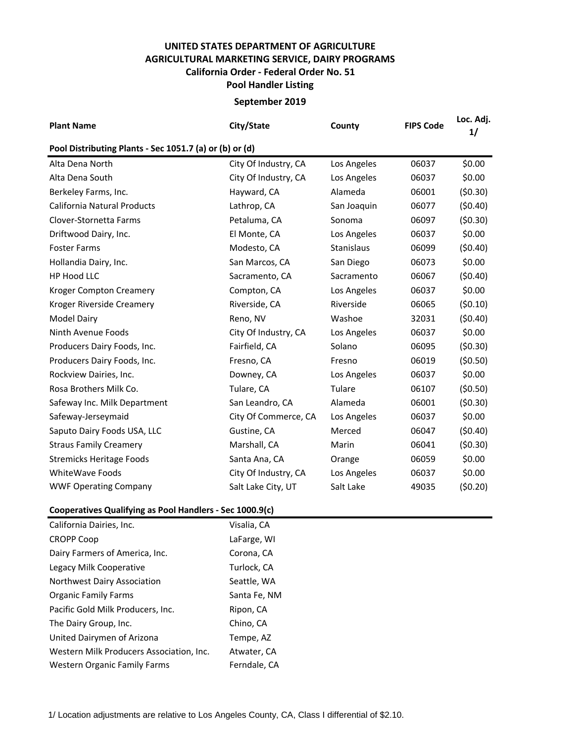# UNITED STATES DEPARTMENT OF AGRICULTURE
## AGRICULTURAL MARKETING SERVICE, DAIRY PROGRAMS
### California Order - Federal Order No. 51
### Pool Handler Listing

**September 2019**

| Plant Name | City/State | County | FIPS Code | Loc. Adj. 1/ |
|---|---|---|---|---|
| **Pool Distributing Plants - Sec 1051.7 (a) or (b) or (d)** | | | | |
| Alta Dena North | City Of Industry, CA | Los Angeles | 06037 | $0.00 |
| Alta Dena South | City Of Industry, CA | Los Angeles | 06037 | $0.00 |
| Berkeley Farms, Inc. | Hayward, CA | Alameda | 06001 | ($0.30) |
| California Natural Products | Lathrop, CA | San Joaquin | 06077 | ($0.40) |
| Clover-Stornetta Farms | Petaluma, CA | Sonoma | 06097 | ($0.30) |
| Driftwood Dairy, Inc. | El Monte, CA | Los Angeles | 06037 | $0.00 |
| Foster Farms | Modesto, CA | Stanislaus | 06099 | ($0.40) |
| Hollandia Dairy, Inc. | San Marcos, CA | San Diego | 06073 | $0.00 |
| HP Hood LLC | Sacramento, CA | Sacramento | 06067 | ($0.40) |
| Kroger Compton Creamery | Compton, CA | Los Angeles | 06037 | $0.00 |
| Kroger Riverside Creamery | Riverside, CA | Riverside | 06065 | ($0.10) |
| Model Dairy | Reno, NV | Washoe | 32031 | ($0.40) |
| Ninth Avenue Foods | City Of Industry, CA | Los Angeles | 06037 | $0.00 |
| Producers Dairy Foods, Inc. | Fairfield, CA | Solano | 06095 | ($0.30) |
| Producers Dairy Foods, Inc. | Fresno, CA | Fresno | 06019 | ($0.50) |
| Rockview Dairies, Inc. | Downey, CA | Los Angeles | 06037 | $0.00 |
| Rosa Brothers Milk Co. | Tulare, CA | Tulare | 06107 | ($0.50) |
| Safeway Inc. Milk Department | San Leandro, CA | Alameda | 06001 | ($0.30) |
| Safeway-Jerseymaid | City Of Commerce, CA | Los Angeles | 06037 | $0.00 |
| Saputo Dairy Foods USA, LLC | Gustine, CA | Merced | 06047 | ($0.40) |
| Straus Family Creamery | Marshall, CA | Marin | 06041 | ($0.30) |
| Stremicks Heritage Foods | Santa Ana, CA | Orange | 06059 | $0.00 |
| WhiteWave Foods | City Of Industry, CA | Los Angeles | 06037 | $0.00 |
| WWF Operating Company | Salt Lake City, UT | Salt Lake | 49035 | ($0.20) |

**Cooperatives Qualifying as Pool Handlers - Sec 1000.9(c)**

| Plant Name | City/State |
|---|---|
| California Dairies, Inc. | Visalia, CA |
| CROPP Coop | LaFarge, WI |
| Dairy Farmers of America, Inc. | Corona, CA |
| Legacy Milk Cooperative | Turlock, CA |
| Northwest Dairy Association | Seattle, WA |
| Organic Family Farms | Santa Fe, NM |
| Pacific Gold Milk Producers, Inc. | Ripon, CA |
| The Dairy Group, Inc. | Chino, CA |
| United Dairymen of Arizona | Tempe, AZ |
| Western Milk Producers Association, Inc. | Atwater, CA |
| Western Organic Family Farms | Ferndale, CA |

1/ Location adjustments are relative to Los Angeles County, CA, Class I differential of $2.10.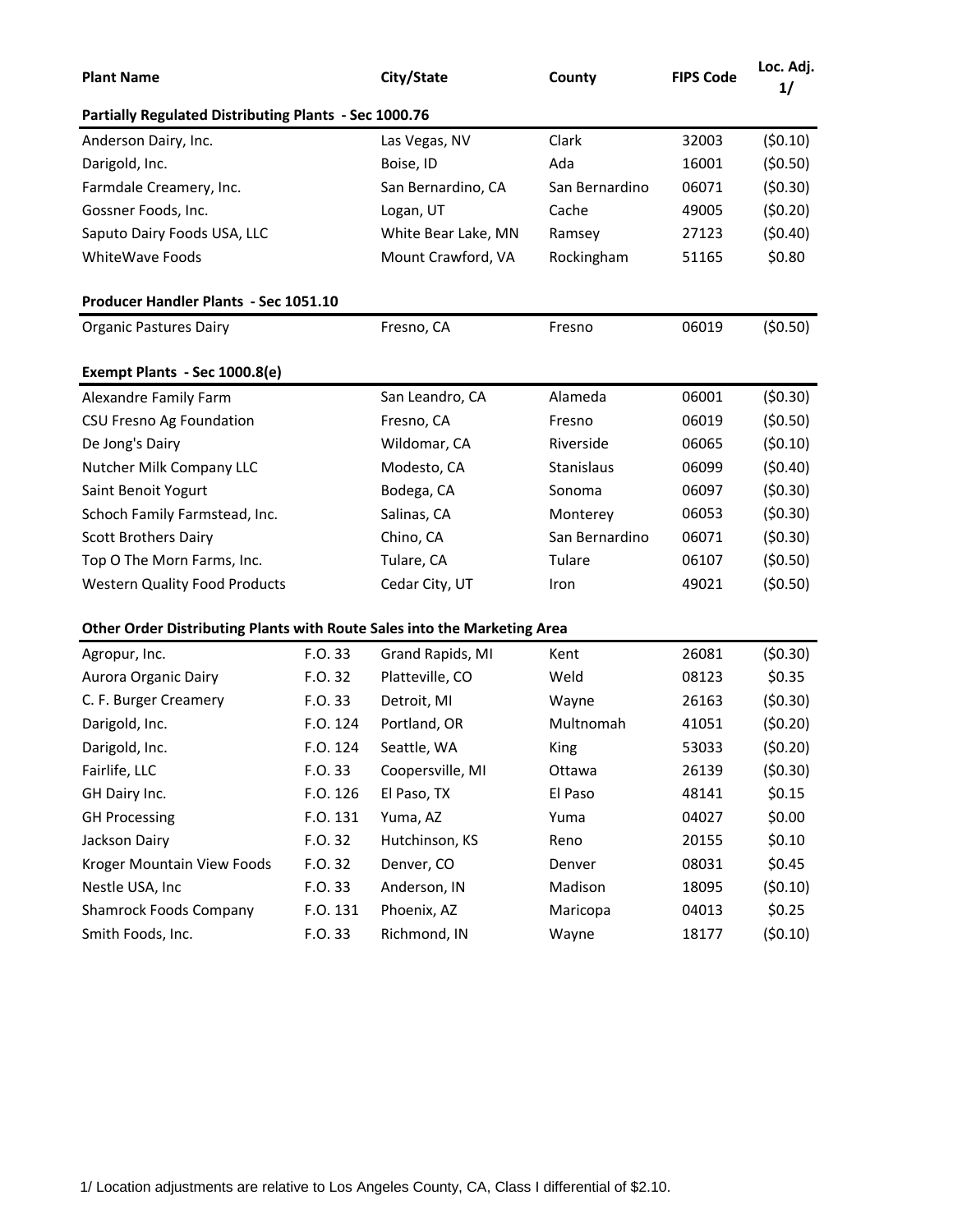| Plant Name | | City/State | County | FIPS Code | Loc. Adj. 1/ |
|---|---|---|---|---|---|
| **Partially Regulated Distributing Plants - Sec 1000.76** | | | | | |
| Anderson Dairy, Inc. | | Las Vegas, NV | Clark | 32003 | ($0.10) |
| Darigold, Inc. | | Boise, ID | Ada | 16001 | ($0.50) |
| Farmdale Creamery, Inc. | | San Bernardino, CA | San Bernardino | 06071 | ($0.30) |
| Gossner Foods, Inc. | | Logan, UT | Cache | 49005 | ($0.20) |
| Saputo Dairy Foods USA, LLC | | White Bear Lake, MN | Ramsey | 27123 | ($0.40) |
| WhiteWave Foods | | Mount Crawford, VA | Rockingham | 51165 | $0.80 |
| **Producer Handler Plants - Sec 1051.10** | | | | | |
| Organic Pastures Dairy | | Fresno, CA | Fresno | 06019 | ($0.50) |
| **Exempt Plants - Sec 1000.8(e)** | | | | | |
| Alexandre Family Farm | | San Leandro, CA | Alameda | 06001 | ($0.30) |
| CSU Fresno Ag Foundation | | Fresno, CA | Fresno | 06019 | ($0.50) |
| De Jong's Dairy | | Wildomar, CA | Riverside | 06065 | ($0.10) |
| Nutcher Milk Company LLC | | Modesto, CA | Stanislaus | 06099 | ($0.40) |
| Saint Benoit Yogurt | | Bodega, CA | Sonoma | 06097 | ($0.30) |
| Schoch Family Farmstead, Inc. | | Salinas, CA | Monterey | 06053 | ($0.30) |
| Scott Brothers Dairy | | Chino, CA | San Bernardino | 06071 | ($0.30) |
| Top O The Morn Farms, Inc. | | Tulare, CA | Tulare | 06107 | ($0.50) |
| Western Quality Food Products | | Cedar City, UT | Iron | 49021 | ($0.50) |
| **Other Order Distributing Plants with Route Sales into the Marketing Area** | | | | | |
| Agropur, Inc. | F.O. 33 | Grand Rapids, MI | Kent | 26081 | ($0.30) |
| Aurora Organic Dairy | F.O. 32 | Platteville, CO | Weld | 08123 | $0.35 |
| C. F. Burger Creamery | F.O. 33 | Detroit, MI | Wayne | 26163 | ($0.30) |
| Darigold, Inc. | F.O. 124 | Portland, OR | Multnomah | 41051 | ($0.20) |
| Darigold, Inc. | F.O. 124 | Seattle, WA | King | 53033 | ($0.20) |
| Fairlife, LLC | F.O. 33 | Coopersville, MI | Ottawa | 26139 | ($0.30) |
| GH Dairy Inc. | F.O. 126 | El Paso, TX | El Paso | 48141 | $0.15 |
| GH Processing | F.O. 131 | Yuma, AZ | Yuma | 04027 | $0.00 |
| Jackson Dairy | F.O. 32 | Hutchinson, KS | Reno | 20155 | $0.10 |
| Kroger Mountain View Foods | F.O. 32 | Denver, CO | Denver | 08031 | $0.45 |
| Nestle USA, Inc | F.O. 33 | Anderson, IN | Madison | 18095 | ($0.10) |
| Shamrock Foods Company | F.O. 131 | Phoenix, AZ | Maricopa | 04013 | $0.25 |
| Smith Foods, Inc. | F.O. 33 | Richmond, IN | Wayne | 18177 | ($0.10) |

1/ Location adjustments are relative to Los Angeles County, CA, Class I differential of $2.10.